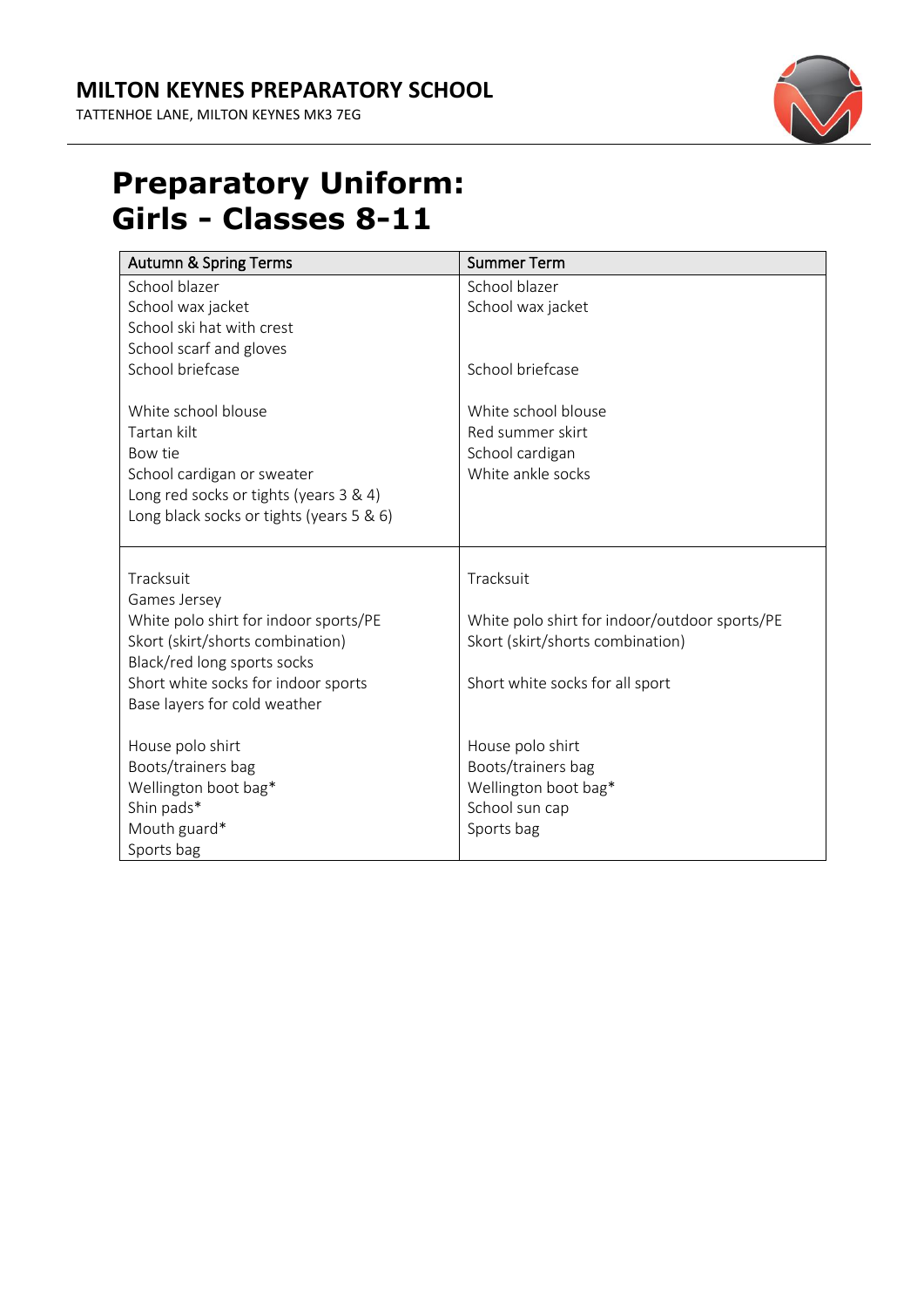## MILTON KEYNES PREPARATORY SCHOOL

TATTENHOE LANE, MILTON KEYNES MK3 7EG

# Preparatory Uniform: Girls - Classes 8-11

| Autumn & Spring Terms | Summer Term |
|---|---|
| School blazer<br>School wax jacket<br>School ski hat with crest<br>School scarf and gloves<br>School briefcase | School blazer<br>School wax jacket<br><br><br>School briefcase |
| White school blouse<br>Tartan kilt<br>Bow tie<br>School cardigan or sweater<br>Long red socks or tights (years 3 & 4)<br>Long black socks or tights (years 5 & 6) | White school blouse<br>Red summer skirt<br>School cardigan<br>White ankle socks |
| Tracksuit<br>Games Jersey<br>White polo shirt for indoor sports/PE<br>Skort (skirt/shorts combination)<br>Black/red long sports socks<br>Short white socks for indoor sports<br>Base layers for cold weather | Tracksuit<br><br>White polo shirt for indoor/outdoor sports/PE<br>Skort (skirt/shorts combination)<br><br>Short white socks for all sport |
| House polo shirt<br>Boots/trainers bag<br>Wellington boot bag*<br>Shin pads*<br>Mouth guard*<br>Sports bag | House polo shirt<br>Boots/trainers bag<br>Wellington boot bag*<br>School sun cap<br>Sports bag |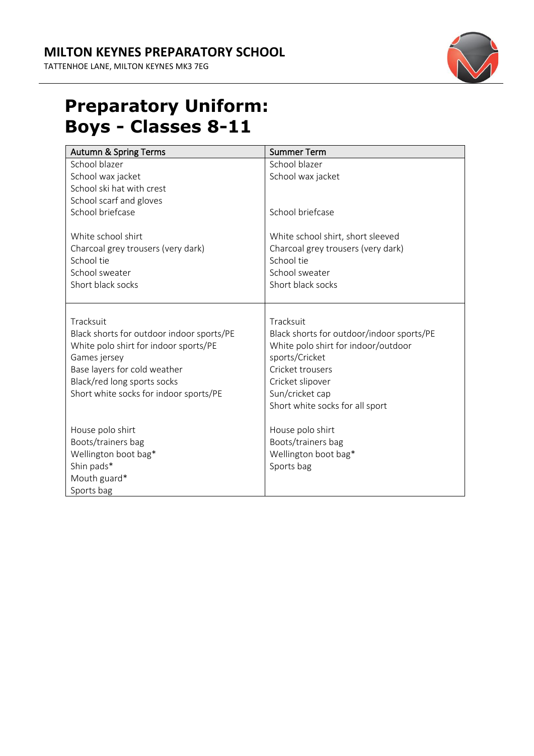**MILTON KEYNES PREPARATORY SCHOOL**
TATTENHOE LANE, MILTON KEYNES MK3 7EG

# Preparatory Uniform:
# Boys - Classes 8-11

| Autumn & Spring Terms | Summer Term |
|---|---|
| School blazer<br>School wax jacket<br>School ski hat with crest<br>School scarf and gloves<br>School briefcase<br><br>White school shirt<br>Charcoal grey trousers (very dark)<br>School tie<br>School sweater<br>Short black socks | School blazer<br>School wax jacket<br><br><br>School briefcase<br><br>White school shirt, short sleeved<br>Charcoal grey trousers (very dark)<br>School tie<br>School sweater<br>Short black socks |
| Tracksuit<br>Black shorts for outdoor indoor sports/PE<br>White polo shirt for indoor sports/PE<br>Games jersey<br>Base layers for cold weather<br>Black/red long sports socks<br>Short white socks for indoor sports/PE<br><br>House polo shirt<br>Boots/trainers bag<br>Wellington boot bag*<br>Shin pads*<br>Mouth guard*<br>Sports bag | Tracksuit<br>Black shorts for outdoor/indoor sports/PE<br>White polo shirt for indoor/outdoor sports/Cricket<br>Cricket trousers<br>Cricket slipover<br>Sun/cricket cap<br>Short white socks for all sport<br><br>House polo shirt<br>Boots/trainers bag<br>Wellington boot bag*<br>Sports bag |